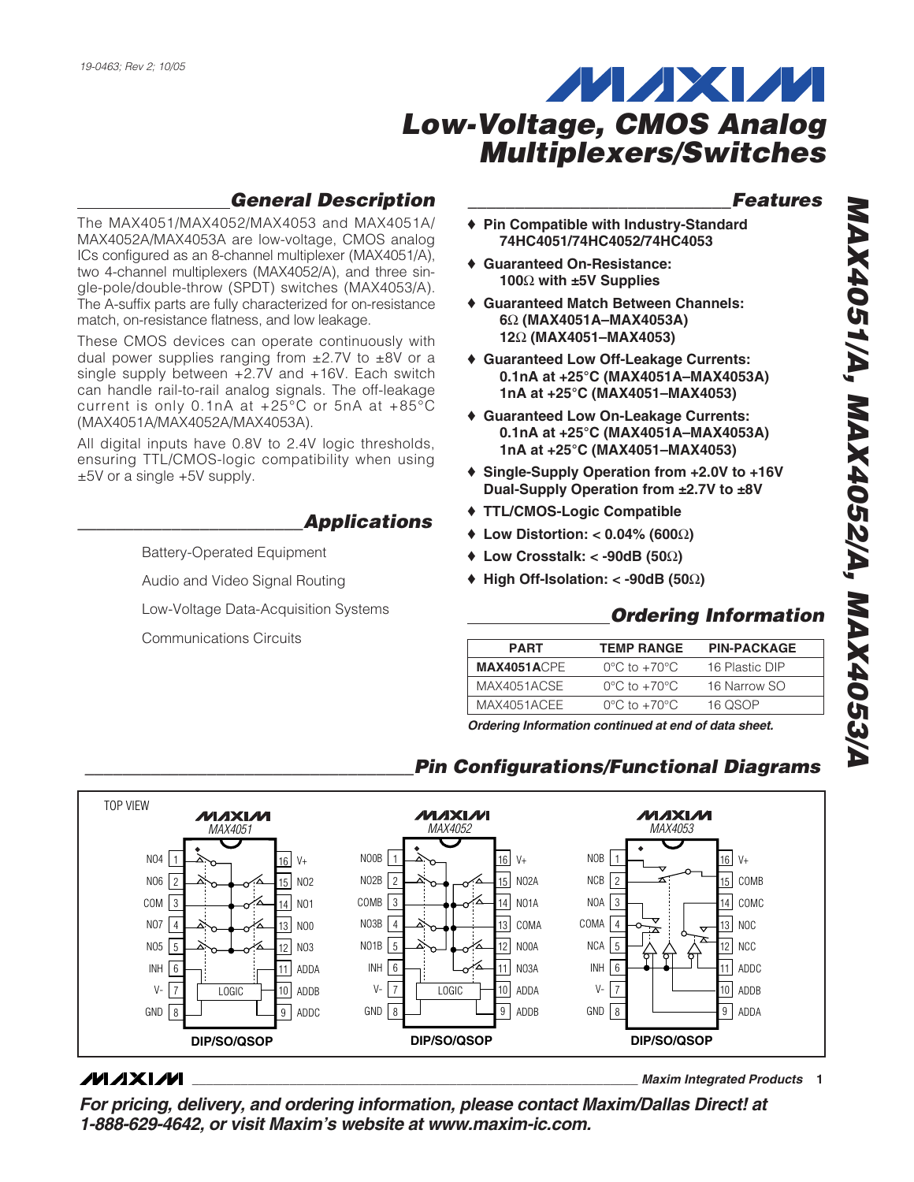# Low-Voltage, CMOS Analog Multiplexers/Switches

## MAX4051/A, MAX4052/A, MAX4053/A

19-0463; Rev 2; 10/05

## General Description

The MAX4051/MAX4052/MAX4053 and MAX4051A/MAX4052A/MAX4053A are low-voltage, CMOS analog ICs configured as an 8-channel multiplexer (MAX4051/A), two 4-channel multiplexers (MAX4052/A), and three single-pole/double-throw (SPDT) switches (MAX4053/A). The A-suffix parts are fully characterized for on-resistance match, on-resistance flatness, and low leakage.

These CMOS devices can operate continuously with dual power supplies ranging from ±2.7V to ±8V or a single supply between +2.7V and +16V. Each switch can handle rail-to-rail analog signals. The off-leakage current is only 0.1nA at +25°C or 5nA at +85°C (MAX4051A/MAX4052A/MAX4053A).

All digital inputs have 0.8V to 2.4V logic thresholds, ensuring TTL/CMOS-logic compatibility when using ±5V or a single +5V supply.

## Applications

Battery-Operated Equipment

Audio and Video Signal Routing

Low-Voltage Data-Acquisition Systems

Communications Circuits

## Features

- ♦ **Pin Compatible with Industry-Standard 74HC4051/74HC4052/74HC4053**
- ♦ **Guaranteed On-Resistance: 100Ω with ±5V Supplies**
- ♦ **Guaranteed Match Between Channels: 6Ω (MAX4051A–MAX4053A) 12Ω (MAX4051–MAX4053)**
- ♦ **Guaranteed Low Off-Leakage Currents: 0.1nA at +25°C (MAX4051A–MAX4053A) 1nA at +25°C (MAX4051–MAX4053)**
- ♦ **Guaranteed Low On-Leakage Currents: 0.1nA at +25°C (MAX4051A–MAX4053A) 1nA at +25°C (MAX4051–MAX4053)**
- ♦ **Single-Supply Operation from +2.0V to +16V Dual-Supply Operation from ±2.7V to ±8V**
- ♦ **TTL/CMOS-Logic Compatible**
- ♦ **Low Distortion: < 0.04% (600Ω)**
- ♦ **Low Crosstalk: < -90dB (50Ω)**
- ♦ **High Off-Isolation: < -90dB (50Ω)**

## Ordering Information

| PART | TEMP RANGE | PIN-PACKAGE |
|---|---|---|
| **MAX4051A**CPE | 0°C to +70°C | 16 Plastic DIP |
| MAX4051ACSE | 0°C to +70°C | 16 Narrow SO |
| MAX4051ACEE | 0°C to +70°C | 16 QSOP |

***Ordering Information continued at end of data sheet.***

## Pin Configurations/Functional Diagrams

TOP VIEW

**MAX4051** (DIP/SO/QSOP): 1 NO4, 2 NO6, 3 COM, 4 NO7, 5 NO5, 6 INH, 7 V-, 8 GND, 9 ADDC, 10 ADDB, 11 ADDA, 12 NO3, 13 NO0, 14 NO1, 15 NO2, 16 V+

**MAX4052** (DIP/SO/QSOP): 1 NO0B, 2 NO2B, 3 COMB, 4 NO3B, 5 NO1B, 6 INH, 7 V-, 8 GND, 9 ADDB, 10 ADDA, 11 NO3A, 12 NO0A, 13 COMA, 14 NO1A, 15 NO2A, 16 V+

**MAX4053** (DIP/SO/QSOP): 1 NOB, 2 NCB, 3 NOA, 4 COMA, 5 NCA, 6 INH, 7 V-, 8 GND, 9 ADDA, 10 ADDB, 11 ADDC, 12 NCC, 13 NOC, 14 COMC, 15 COMB, 16 V+

**Maxim Integrated Products**

***For pricing, delivery, and ordering information, please contact Maxim/Dallas Direct! at 1-888-629-4642, or visit Maxim's website at www.maxim-ic.com.***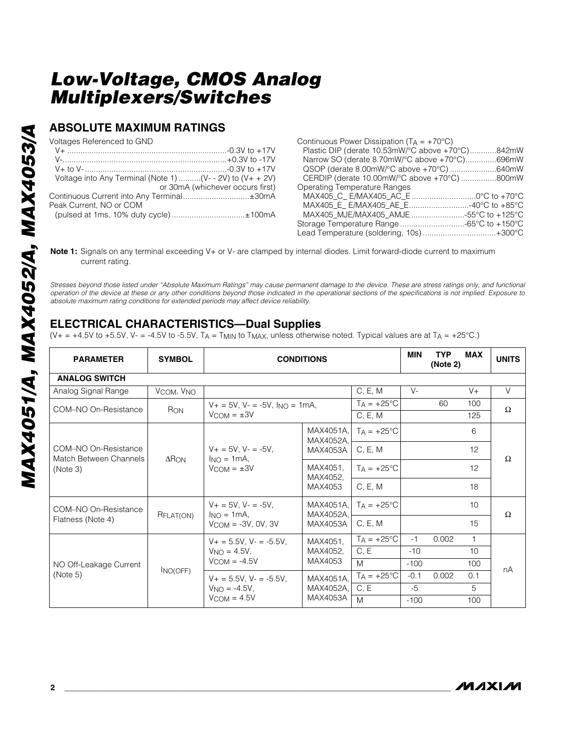## ABSOLUTE MAXIMUM RATINGS

Voltages Referenced to GND
- V+ ........................................................................-0.3V to +17V
- V- .........................................................................+0.3V to -17V
- V+ to V- ................................................................-0.3V to +17V
- Voltage into Any Terminal (Note 1) ..........(V- - 2V) to (V+ + 2V) or 30mA (whichever occurs first)

Continuous Current into Any Terminal..............................±30mA

Peak Current, NO or COM (pulsed at 1ms, 10% duty cycle) .................................±100mA

Continuous Power Dissipation ($T_A$ = +70°C)
- Plastic DIP (derate 10.53mW/°C above +70°C)............842mW
- Narrow SO (derate 8.70mW/°C above +70°C)..............696mW
- QSOP (derate 8.00mW/°C above +70°C) .....................640mW
- CERDIP (derate 10.00mW/°C above +70°C) ................800mW

Operating Temperature Ranges
- MAX405_C_ E/MAX405_AC_E .............................0°C to +70°C
- MAX405_E_ E/MAX405_AE_E...........................-40°C to +85°C
- MAX405_MJE/MAX405_AMJE ........................-55°C to +125°C

Storage Temperature Range .............................-65°C to +150°C

Lead Temperature (soldering, 10s) .................................+300°C

**Note 1:** Signals on any terminal exceeding V+ or V- are clamped by internal diodes. Limit forward-diode current to maximum current rating.

*Stresses beyond those listed under "Absolute Maximum Ratings" may cause permanent damage to the device. These are stress ratings only, and functional operation of the device at these or any other conditions beyond those indicated in the operational sections of the specifications is not implied. Exposure to absolute maximum rating conditions for extended periods may affect device reliability.*

## ELECTRICAL CHARACTERISTICS—Dual Supplies

(V+ = +4.5V to +5.5V, V- = -4.5V to -5.5V, $T_A$ = $T_{MIN}$ to $T_{MAX}$, unless otherwise noted. Typical values are at $T_A$ = +25°C.)

| PARAMETER | SYMBOL | CONDITIONS | | | MIN | TYP (Note 2) | MAX | UNITS |
|---|---|---|---|---|---|---|---|---|
| **ANALOG SWITCH** | | | | | | | | |
| Analog Signal Range | $V_{COM}$, $V_{NO}$ | | | C, E, M | V- | | V+ | V |
| COM–NO On-Resistance | $R_{ON}$ | V+ = 5V, V- = -5V, $I_{NO}$ = 1mA, $V_{COM}$ = ±3V | | $T_A$ = +25°C | | 60 | 100 | Ω |
| | | | | C, E, M | | | 125 | |
| COM–NO On-Resistance Match Between Channels (Note 3) | $\Delta R_{ON}$ | V+ = 5V, V- = -5V, $I_{NO}$ = 1mA, $V_{COM}$ = ±3V | MAX4051A, MAX4052A, MAX4053A | $T_A$ = +25°C | | | 6 | Ω |
| | | | | C, E, M | | | 12 | |
| | | | MAX4051, MAX4052, MAX4053 | $T_A$ = +25°C | | | 12 | |
| | | | | C, E, M | | | 18 | |
| COM–NO On-Resistance Flatness (Note 4) | $R_{FLAT(ON)}$ | V+ = 5V, V- = -5V, $I_{NO}$ = 1mA, $V_{COM}$ = -3V, 0V, 3V | MAX4051A, MAX4052A, MAX4053A | $T_A$ = +25°C | | | 10 | Ω |
| | | | | C, E, M | | | 15 | |
| NO Off-Leakage Current (Note 5) | $I_{NO(OFF)}$ | V+ = 5.5V, V- = -5.5V, $V_{NO}$ = 4.5V, $V_{COM}$ = -4.5V | MAX4051, MAX4052, MAX4053 | $T_A$ = +25°C | -1 | 0.002 | 1 | nA |
| | | | | C, E | -10 | | 10 | |
| | | | | M | -100 | | 100 | |
| | | V+ = 5.5V, V- = -5.5V, $V_{NO}$ = -4.5V, $V_{COM}$ = 4.5V | MAX4051A, MAX4052A, MAX4053A | $T_A$ = +25°C | -0.1 | 0.002 | 0.1 | |
| | | | | C, E | -5 | | 5 | |
| | | | | M | -100 | | 100 | |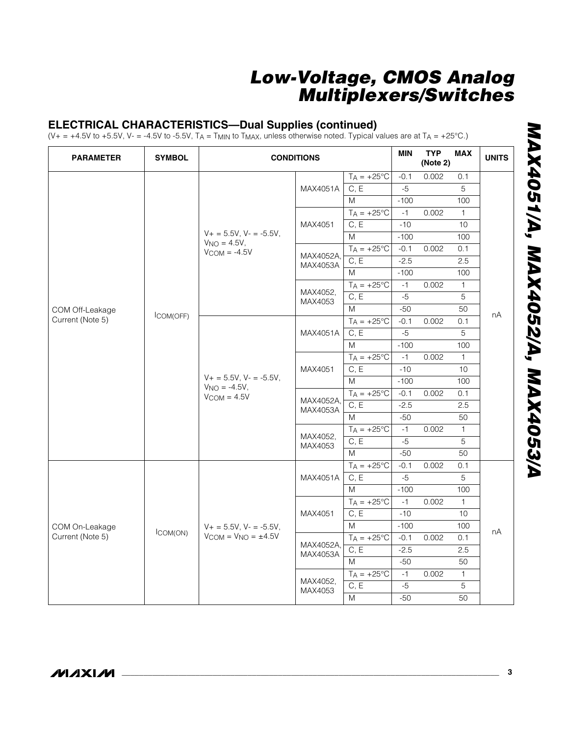## ELECTRICAL CHARACTERISTICS—Dual Supplies (continued)

($V+ = +4.5V$ to $+5.5V$, $V- = -4.5V$ to $-5.5V$, $T_A = T_{MIN}$ to $T_{MAX}$, unless otherwise noted. Typical values are at $T_A = +25°C$.)

| PARAMETER | SYMBOL | CONDITIONS | | | MIN | TYP (Note 2) | MAX | UNITS |
|---|---|---|---|---|---|---|---|---|
| COM Off-Leakage Current (Note 5) | $I_{COM(OFF)}$ | $V+ = 5.5V$, $V- = -5.5V$, $V_{NO} = 4.5V$, $V_{COM} = -4.5V$ | MAX4051A | $T_A = +25°C$ | -0.1 | 0.002 | 0.1 | nA |
| | | | | C, E | -5 | | 5 | |
| | | | | M | -100 | | 100 | |
| | | | MAX4051 | $T_A = +25°C$ | -1 | 0.002 | 1 | |
| | | | | C, E | -10 | | 10 | |
| | | | | M | -100 | | 100 | |
| | | | MAX4052A, MAX4053A | $T_A = +25°C$ | -0.1 | 0.002 | 0.1 | |
| | | | | C, E | -2.5 | | 2.5 | |
| | | | | M | -100 | | 100 | |
| | | | MAX4052, MAX4053 | $T_A = +25°C$ | -1 | 0.002 | 1 | |
| | | | | C, E | -5 | | 5 | |
| | | | | M | -50 | | 50 | |
| | | $V+ = 5.5V$, $V- = -5.5V$, $V_{NO} = -4.5V$, $V_{COM} = 4.5V$ | MAX4051A | $T_A = +25°C$ | -0.1 | 0.002 | 0.1 | |
| | | | | C, E | -5 | | 5 | |
| | | | | M | -100 | | 100 | |
| | | | MAX4051 | $T_A = +25°C$ | -1 | 0.002 | 1 | |
| | | | | C, E | -10 | | 10 | |
| | | | | M | -100 | | 100 | |
| | | | MAX4052A, MAX4053A | $T_A = +25°C$ | -0.1 | 0.002 | 0.1 | |
| | | | | C, E | -2.5 | | 2.5 | |
| | | | | M | -50 | | 50 | |
| | | | MAX4052, MAX4053 | $T_A = +25°C$ | -1 | 0.002 | 1 | |
| | | | | C, E | -5 | | 5 | |
| | | | | M | -50 | | 50 | |
| COM On-Leakage Current (Note 5) | $I_{COM(ON)}$ | $V+ = 5.5V$, $V- = -5.5V$, $V_{COM} = V_{NO} = \pm4.5V$ | MAX4051A | $T_A = +25°C$ | -0.1 | 0.002 | 0.1 | nA |
| | | | | C, E | -5 | | 5 | |
| | | | | M | -100 | | 100 | |
| | | | MAX4051 | $T_A = +25°C$ | -1 | 0.002 | 1 | |
| | | | | C, E | -10 | | 10 | |
| | | | | M | -100 | | 100 | |
| | | | MAX4052A, MAX4053A | $T_A = +25°C$ | -0.1 | 0.002 | 0.1 | |
| | | | | C, E | -2.5 | | 2.5 | |
| | | | | M | -50 | | 50 | |
| | | | MAX4052, MAX4053 | $T_A = +25°C$ | -1 | 0.002 | 1 | |
| | | | | C, E | -5 | | 5 | |
| | | | | M | -50 | | 50 | |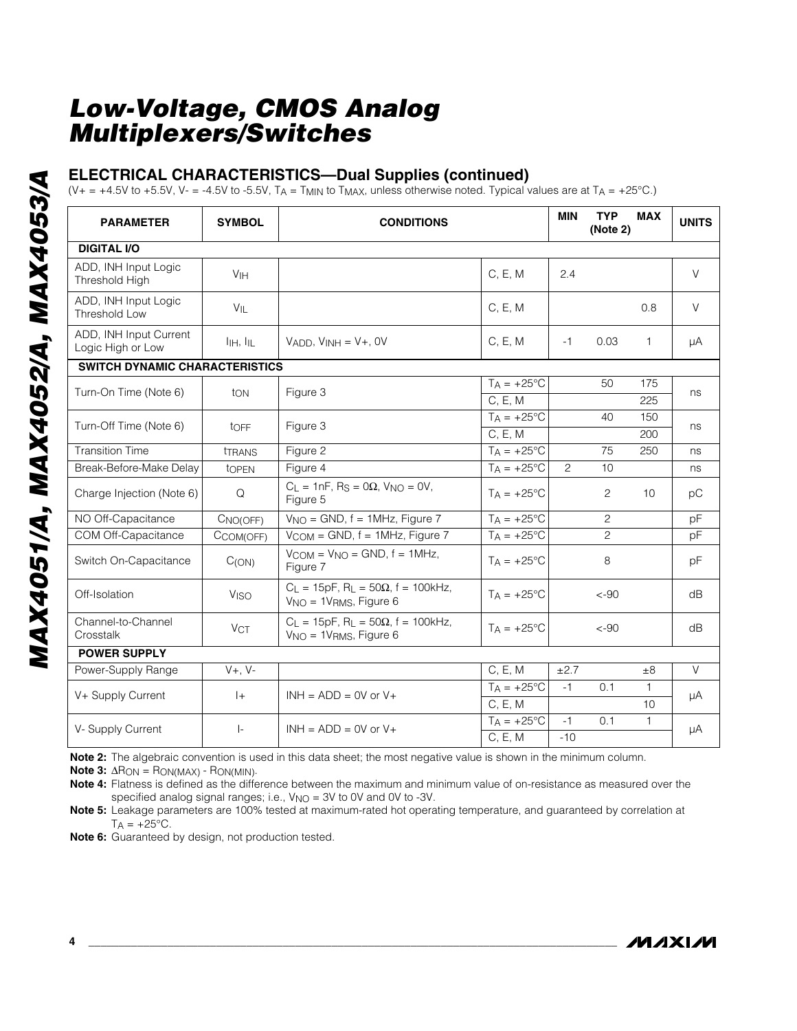## ELECTRICAL CHARACTERISTICS—Dual Supplies (continued)

($V+ = +4.5V$ to $+5.5V$, $V- = -4.5V$ to $-5.5V$, $T_A = T_{MIN}$ to $T_{MAX}$, unless otherwise noted. Typical values are at $T_A = +25°C$.)

| PARAMETER | SYMBOL | CONDITIONS | | MIN | TYP (Note 2) | MAX | UNITS |
|---|---|---|---|---|---|---|---|
| **DIGITAL I/O** | | | | | | | |
| ADD, INH Input Logic Threshold High | $V_{IH}$ | | C, E, M | 2.4 | | | V |
| ADD, INH Input Logic Threshold Low | $V_{IL}$ | | C, E, M | | | 0.8 | V |
| ADD, INH Input Current Logic High or Low | $I_{IH}$, $I_{IL}$ | $V_{ADD}$, $V_{INH}$ = V+, 0V | C, E, M | -1 | 0.03 | 1 | µA |
| **SWITCH DYNAMIC CHARACTERISTICS** | | | | | | | |
| Turn-On Time (Note 6) | $t_{ON}$ | Figure 3 | $T_A = +25°C$ | | 50 | 175 | ns |
| | | | C, E, M | | | 225 | |
| Turn-Off Time (Note 6) | $t_{OFF}$ | Figure 3 | $T_A = +25°C$ | | 40 | 150 | ns |
| | | | C, E, M | | | 200 | |
| Transition Time | $t_{TRANS}$ | Figure 2 | $T_A = +25°C$ | | 75 | 250 | ns |
| Break-Before-Make Delay | $t_{OPEN}$ | Figure 4 | $T_A = +25°C$ | 2 | 10 | | ns |
| Charge Injection (Note 6) | Q | $C_L$ = 1nF, $R_S$ = 0Ω, $V_{NO}$ = 0V, Figure 5 | $T_A = +25°C$ | | 2 | 10 | pC |
| NO Off-Capacitance | $C_{NO(OFF)}$ | $V_{NO}$ = GND, f = 1MHz, Figure 7 | $T_A = +25°C$ | | 2 | | pF |
| COM Off-Capacitance | $C_{COM(OFF)}$ | $V_{COM}$ = GND, f = 1MHz, Figure 7 | $T_A = +25°C$ | | 2 | | pF |
| Switch On-Capacitance | $C_{(ON)}$ | $V_{COM}$ = $V_{NO}$ = GND, f = 1MHz, Figure 7 | $T_A = +25°C$ | | 8 | | pF |
| Off-Isolation | $V_{ISO}$ | $C_L$ = 15pF, $R_L$ = 50Ω, f = 100kHz, $V_{NO}$ = 1$V_{RMS}$, Figure 6 | $T_A = +25°C$ | | <-90 | | dB |
| Channel-to-Channel Crosstalk | $V_{CT}$ | $C_L$ = 15pF, $R_L$ = 50Ω, f = 100kHz, $V_{NO}$ = 1$V_{RMS}$, Figure 6 | $T_A = +25°C$ | | <-90 | | dB |
| **POWER SUPPLY** | | | | | | | |
| Power-Supply Range | V+, V- | | C, E, M | ±2.7 | | ±8 | V |
| V+ Supply Current | I+ | INH = ADD = 0V or V+ | $T_A = +25°C$ | -1 | 0.1 | 1 | µA |
| | | | C, E, M | | | 10 | |
| V- Supply Current | I- | INH = ADD = 0V or V+ | $T_A = +25°C$ | -1 | 0.1 | 1 | µA |
| | | | C, E, M | -10 | | | |

**Note 2:** The algebraic convention is used in this data sheet; the most negative value is shown in the minimum column.

**Note 3:** $\Delta R_{ON} = R_{ON(MAX)} - R_{ON(MIN)}$.

**Note 4:** Flatness is defined as the difference between the maximum and minimum value of on-resistance as measured over the specified analog signal ranges; i.e., $V_{NO}$ = 3V to 0V and 0V to -3V.

**Note 5:** Leakage parameters are 100% tested at maximum-rated hot operating temperature, and guaranteed by correlation at $T_A = +25°C$.

**Note 6:** Guaranteed by design, not production tested.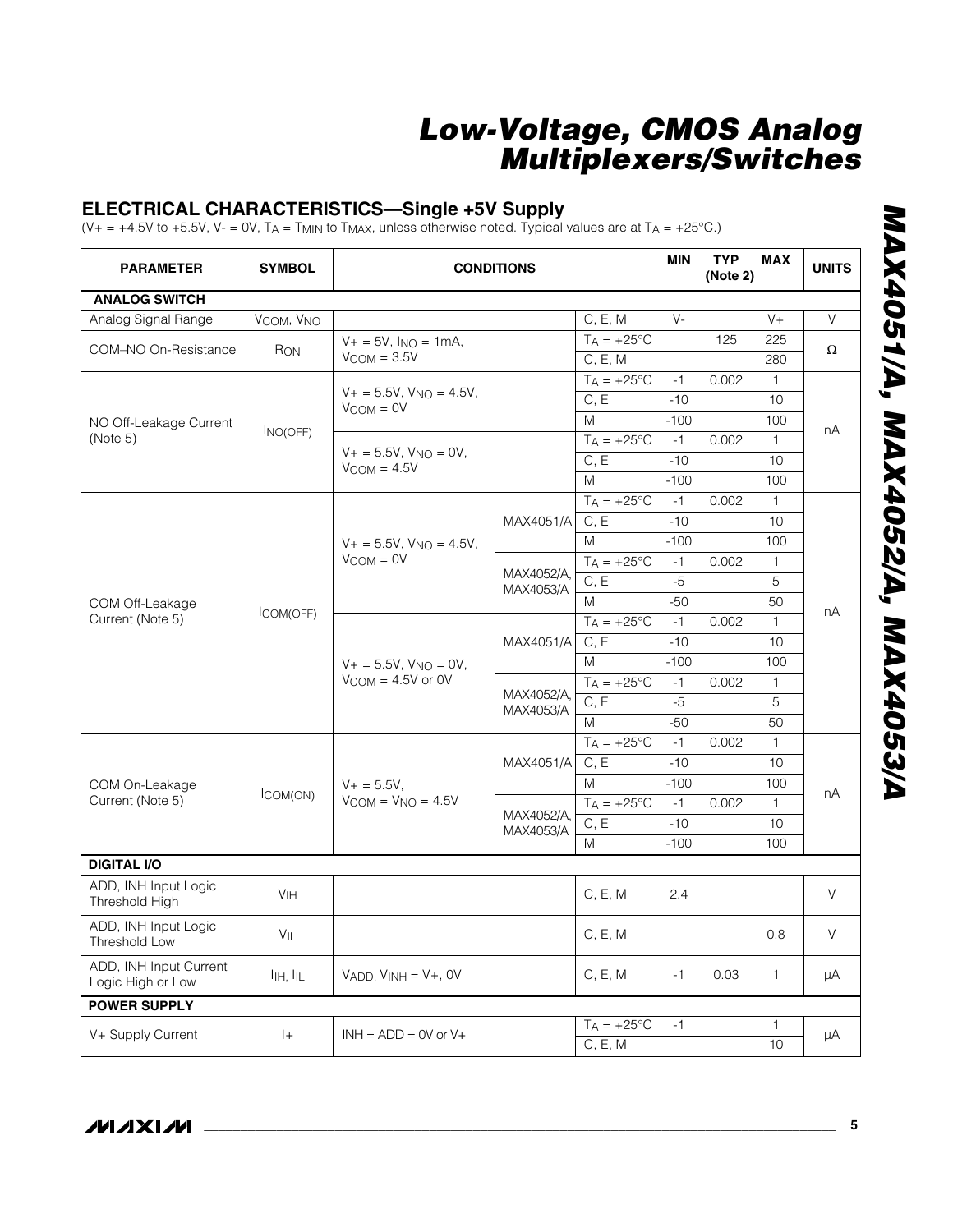## ELECTRICAL CHARACTERISTICS—Single +5V Supply

($V+ = +4.5V$ to $+5.5V$, $V- = 0V$, $T_A = T_{MIN}$ to $T_{MAX}$, unless otherwise noted. Typical values are at $T_A = +25°C$.)

| PARAMETER | SYMBOL | CONDITIONS | | | MIN | TYP (Note 2) | MAX | UNITS |
|---|---|---|---|---|---|---|---|---|
| **ANALOG SWITCH** | | | | | | | | |
| Analog Signal Range | $V_{COM}$, $V_{NO}$ | | | C, E, M | V- | | V+ | V |
| COM–NO On-Resistance | $R_{ON}$ | $V+ = 5V$, $I_{NO} = 1mA$, $V_{COM} = 3.5V$ | | $T_A = +25°C$ | | 125 | 225 | Ω |
| | | | | C, E, M | | | 280 | |
| NO Off-Leakage Current (Note 5) | $I_{NO(OFF)}$ | $V+ = 5.5V$, $V_{NO} = 4.5V$, $V_{COM} = 0V$ | | $T_A = +25°C$ | -1 | 0.002 | 1 | nA |
| | | | | C, E | -10 | | 10 | |
| | | | | M | -100 | | 100 | |
| | | $V+ = 5.5V$, $V_{NO} = 0V$, $V_{COM} = 4.5V$ | | $T_A = +25°C$ | -1 | 0.002 | 1 | |
| | | | | C, E | -10 | | 10 | |
| | | | | M | -100 | | 100 | |
| COM Off-Leakage Current (Note 5) | $I_{COM(OFF)}$ | $V+ = 5.5V$, $V_{NO} = 4.5V$, $V_{COM} = 0V$ | MAX4051/A | $T_A = +25°C$ | -1 | 0.002 | 1 | nA |
| | | | | C, E | -10 | | 10 | |
| | | | | M | -100 | | 100 | |
| | | | MAX4052/A, MAX4053/A | $T_A = +25°C$ | -1 | 0.002 | 1 | |
| | | | | C, E | -5 | | 5 | |
| | | | | M | -50 | | 50 | |
| | | $V+ = 5.5V$, $V_{NO} = 0V$, $V_{COM} = 4.5V$ or 0V | MAX4051/A | $T_A = +25°C$ | -1 | 0.002 | 1 | |
| | | | | C, E | -10 | | 10 | |
| | | | | M | -100 | | 100 | |
| | | | MAX4052/A, MAX4053/A | $T_A = +25°C$ | -1 | 0.002 | 1 | |
| | | | | C, E | -5 | | 5 | |
| | | | | M | -50 | | 50 | |
| COM On-Leakage Current (Note 5) | $I_{COM(ON)}$ | $V+ = 5.5V$, $V_{COM} = V_{NO} = 4.5V$ | MAX4051/A | $T_A = +25°C$ | -1 | 0.002 | 1 | nA |
| | | | | C, E | -10 | | 10 | |
| | | | | M | -100 | | 100 | |
| | | | MAX4052/A, MAX4053/A | $T_A = +25°C$ | -1 | 0.002 | 1 | |
| | | | | C, E | -10 | | 10 | |
| | | | | M | -100 | | 100 | |
| **DIGITAL I/O** | | | | | | | | |
| ADD, INH Input Logic Threshold High | $V_{IH}$ | | | C, E, M | 2.4 | | | V |
| ADD, INH Input Logic Threshold Low | $V_{IL}$ | | | C, E, M | | | 0.8 | V |
| ADD, INH Input Current Logic High or Low | $I_{IH}$, $I_{IL}$ | $V_{ADD}$, $V_{INH} = V+$, 0V | | C, E, M | -1 | 0.03 | 1 | µA |
| **POWER SUPPLY** | | | | | | | | |
| V+ Supply Current | I+ | INH = ADD = 0V or V+ | | $T_A = +25°C$ | -1 | | 1 | µA |
| | | | | C, E, M | | | 10 | |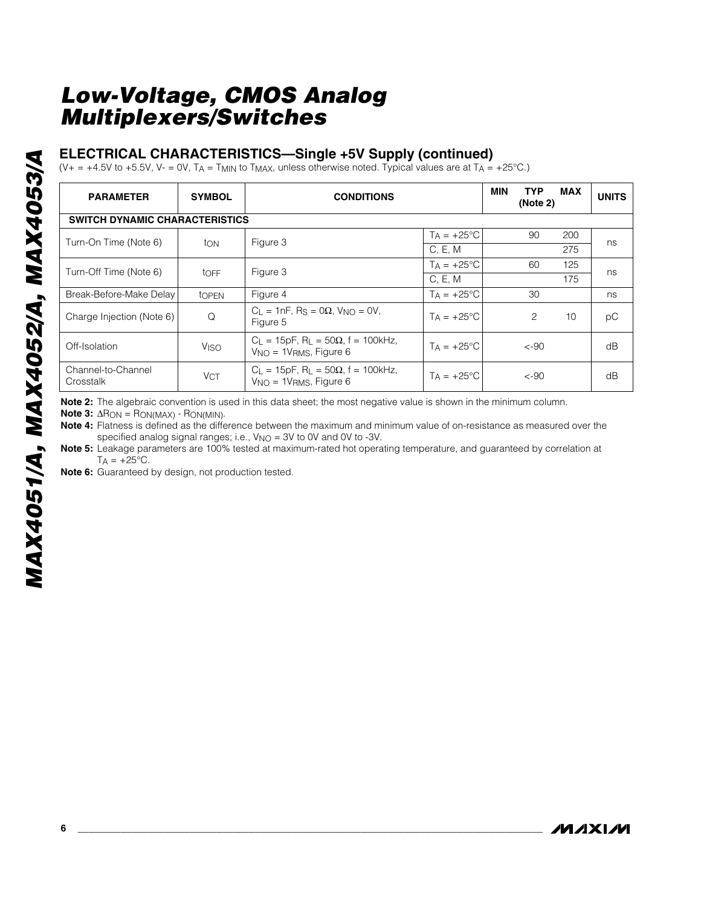## ELECTRICAL CHARACTERISTICS—Single +5V Supply (continued)

($V+ = +4.5V$ to $+5.5V$, $V- = 0V$, $T_A = T_{MIN}$ to $T_{MAX}$, unless otherwise noted. Typical values are at $T_A = +25°C$.)

| PARAMETER | SYMBOL | CONDITIONS | | MIN | TYP (Note 2) | MAX | UNITS |
|---|---|---|---|---|---|---|---|
| **SWITCH DYNAMIC CHARACTERISTICS** | | | | | | | |
| Turn-On Time (Note 6) | $t_{ON}$ | Figure 3 | $T_A = +25°C$ | | 90 | 200 | ns |
| | | | C, E, M | | | 275 | |
| Turn-Off Time (Note 6) | $t_{OFF}$ | Figure 3 | $T_A = +25°C$ | | 60 | 125 | ns |
| | | | C, E, M | | | 175 | |
| Break-Before-Make Delay | $t_{OPEN}$ | Figure 4 | $T_A = +25°C$ | | 30 | | ns |
| Charge Injection (Note 6) | Q | $C_L = 1nF$, $R_S = 0\Omega$, $V_{NO} = 0V$, Figure 5 | $T_A = +25°C$ | | 2 | 10 | pC |
| Off-Isolation | $V_{ISO}$ | $C_L = 15pF$, $R_L = 50\Omega$, $f = 100kHz$, $V_{NO} = 1V_{RMS}$, Figure 6 | $T_A = +25°C$ | | <-90 | | dB |
| Channel-to-Channel Crosstalk | $V_{CT}$ | $C_L = 15pF$, $R_L = 50\Omega$, $f = 100kHz$, $V_{NO} = 1V_{RMS}$, Figure 6 | $T_A = +25°C$ | | <-90 | | dB |

**Note 2:** The algebraic convention is used in this data sheet; the most negative value is shown in the minimum column.

**Note 3:** $\Delta R_{ON} = R_{ON(MAX)} - R_{ON(MIN)}$.

**Note 4:** Flatness is defined as the difference between the maximum and minimum value of on-resistance as measured over the specified analog signal ranges; i.e., $V_{NO} = 3V$ to $0V$ and $0V$ to $-3V$.

**Note 5:** Leakage parameters are 100% tested at maximum-rated hot operating temperature, and guaranteed by correlation at $T_A = +25°C$.

**Note 6:** Guaranteed by design, not production tested.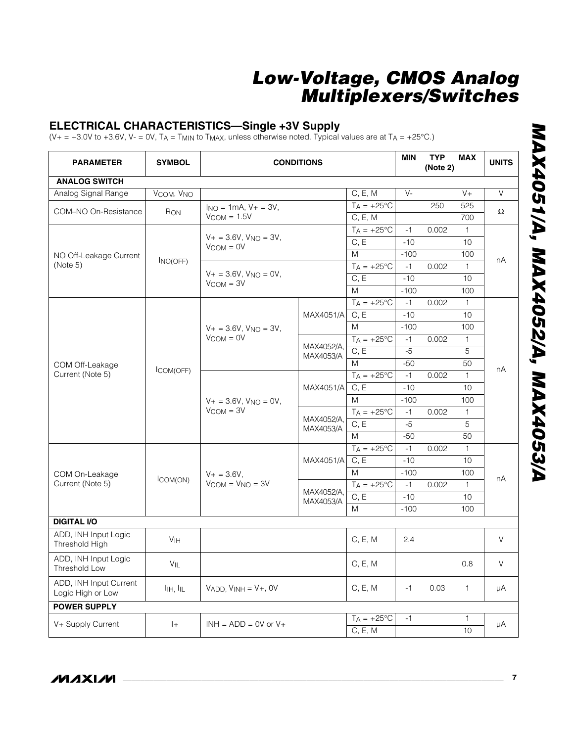## ELECTRICAL CHARACTERISTICS—Single +3V Supply

($V+ = +3.0V$ to $+3.6V$, $V- = 0V$, $T_A = T_{MIN}$ to $T_{MAX}$, unless otherwise noted. Typical values are at $T_A = +25°C$.)

| PARAMETER | SYMBOL | CONDITIONS | | | MIN | TYP (Note 2) | MAX | UNITS |
|---|---|---|---|---|---|---|---|---|
| **ANALOG SWITCH** | | | | | | | | |
| Analog Signal Range | $V_{COM}$, $V_{NO}$ | | | C, E, M | V- | | V+ | V |
| COM–NO On-Resistance | $R_{ON}$ | $I_{NO} = 1mA$, $V+ = 3V$, $V_{COM} = 1.5V$ | | $T_A = +25°C$ | | 250 | 525 | Ω |
| | | | | C, E, M | | | 700 | |
| NO Off-Leakage Current (Note 5) | $I_{NO(OFF)}$ | $V+ = 3.6V$, $V_{NO} = 3V$, $V_{COM} = 0V$ | | $T_A = +25°C$ | -1 | 0.002 | 1 | nA |
| | | | | C, E | -10 | | 10 | |
| | | | | M | -100 | | 100 | |
| | | $V+ = 3.6V$, $V_{NO} = 0V$, $V_{COM} = 3V$ | | $T_A = +25°C$ | -1 | 0.002 | 1 | |
| | | | | C, E | -10 | | 10 | |
| | | | | M | -100 | | 100 | |
| COM Off-Leakage Current (Note 5) | $I_{COM(OFF)}$ | $V+ = 3.6V$, $V_{NO} = 3V$, $V_{COM} = 0V$ | MAX4051/A | $T_A = +25°C$ | -1 | 0.002 | 1 | nA |
| | | | | C, E | -10 | | 10 | |
| | | | | M | -100 | | 100 | |
| | | | MAX4052/A, MAX4053/A | $T_A = +25°C$ | -1 | 0.002 | 1 | |
| | | | | C, E | -5 | | 5 | |
| | | | | M | -50 | | 50 | |
| | | $V+ = 3.6V$, $V_{NO} = 0V$, $V_{COM} = 3V$ | MAX4051/A | $T_A = +25°C$ | -1 | 0.002 | 1 | |
| | | | | C, E | -10 | | 10 | |
| | | | | M | -100 | | 100 | |
| | | | MAX4052/A, MAX4053/A | $T_A = +25°C$ | -1 | 0.002 | 1 | |
| | | | | C, E | -5 | | 5 | |
| | | | | M | -50 | | 50 | |
| COM On-Leakage Current (Note 5) | $I_{COM(ON)}$ | $V+ = 3.6V$, $V_{COM} = V_{NO} = 3V$ | MAX4051/A | $T_A = +25°C$ | -1 | 0.002 | 1 | nA |
| | | | | C, E | -10 | | 10 | |
| | | | | M | -100 | | 100 | |
| | | | MAX4052/A, MAX4053/A | $T_A = +25°C$ | -1 | 0.002 | 1 | |
| | | | | C, E | -10 | | 10 | |
| | | | | M | -100 | | 100 | |
| **DIGITAL I/O** | | | | | | | | |
| ADD, INH Input Logic Threshold High | $V_{IH}$ | | | C, E, M | 2.4 | | | V |
| ADD, INH Input Logic Threshold Low | $V_{IL}$ | | | C, E, M | | | 0.8 | V |
| ADD, INH Input Current Logic High or Low | $I_{IH}$, $I_{IL}$ | $V_{ADD}$, $V_{INH} = V+$, 0V | | C, E, M | -1 | 0.03 | 1 | µA |
| **POWER SUPPLY** | | | | | | | | |
| V+ Supply Current | I+ | INH = ADD = 0V or V+ | | $T_A = +25°C$ | -1 | | 1 | µA |
| | | | | C, E, M | | | 10 | |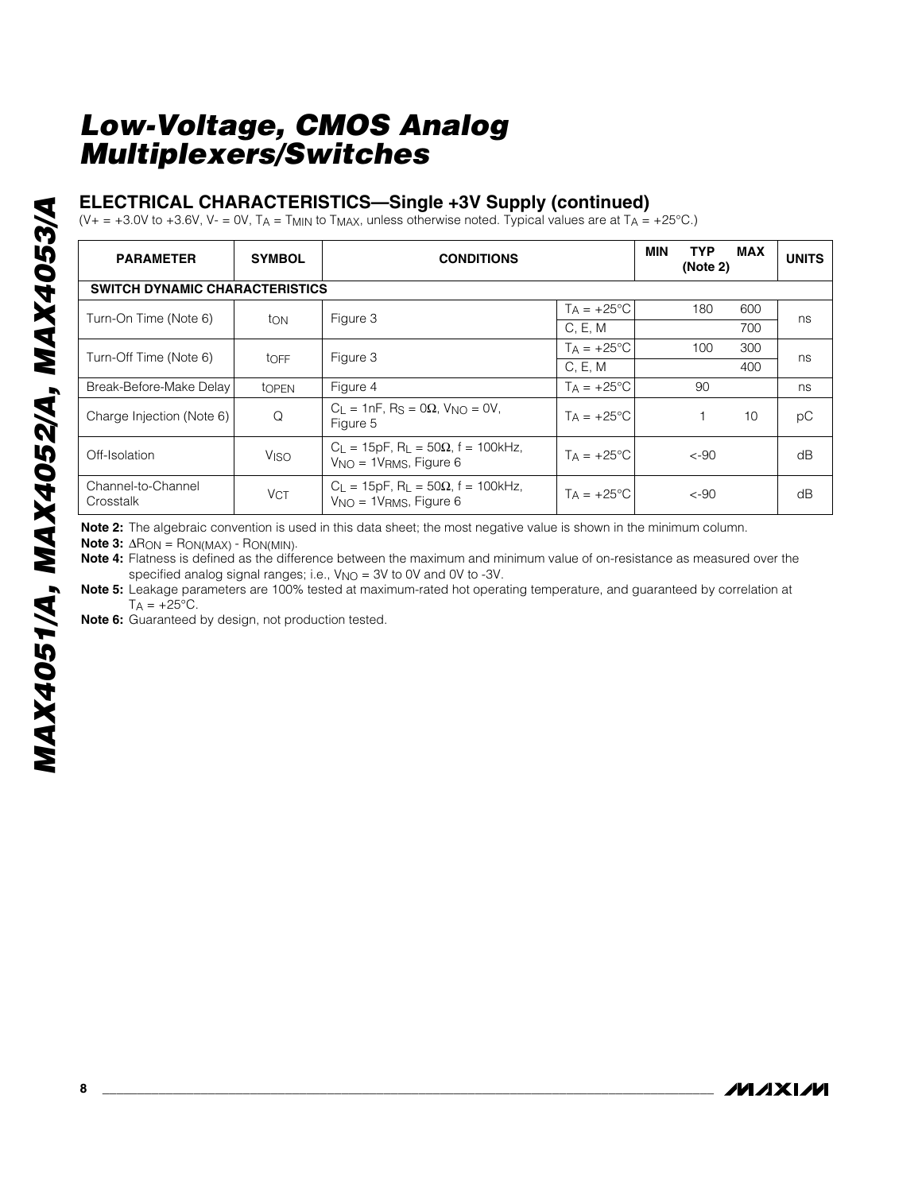## ELECTRICAL CHARACTERISTICS—Single +3V Supply (continued)

($V+ = +3.0V$ to $+3.6V$, $V- = 0V$, $T_A = T_{MIN}$ to $T_{MAX}$, unless otherwise noted. Typical values are at $T_A = +25°C$.)

| PARAMETER | SYMBOL | CONDITIONS | | MIN | TYP (Note 2) | MAX | UNITS |
|---|---|---|---|---|---|---|---|
| **SWITCH DYNAMIC CHARACTERISTICS** | | | | | | | |
| Turn-On Time (Note 6) | $t_{ON}$ | Figure 3 | $T_A = +25°C$ | | 180 | 600 | ns |
| | | | C, E, M | | | 700 | |
| Turn-Off Time (Note 6) | $t_{OFF}$ | Figure 3 | $T_A = +25°C$ | | 100 | 300 | ns |
| | | | C, E, M | | | 400 | |
| Break-Before-Make Delay | $t_{OPEN}$ | Figure 4 | $T_A = +25°C$ | | 90 | | ns |
| Charge Injection (Note 6) | Q | $C_L = 1nF$, $R_S = 0\Omega$, $V_{NO} = 0V$, Figure 5 | $T_A = +25°C$ | | 1 | 10 | pC |
| Off-Isolation | $V_{ISO}$ | $C_L = 15pF$, $R_L = 50\Omega$, f = 100kHz, $V_{NO} = 1V_{RMS}$, Figure 6 | $T_A = +25°C$ | | <-90 | | dB |
| Channel-to-Channel Crosstalk | $V_{CT}$ | $C_L = 15pF$, $R_L = 50\Omega$, f = 100kHz, $V_{NO} = 1V_{RMS}$, Figure 6 | $T_A = +25°C$ | | <-90 | | dB |

**Note 2:** The algebraic convention is used in this data sheet; the most negative value is shown in the minimum column.

**Note 3:** $\Delta R_{ON} = R_{ON(MAX)} - R_{ON(MIN)}$.

**Note 4:** Flatness is defined as the difference between the maximum and minimum value of on-resistance as measured over the specified analog signal ranges; i.e., $V_{NO} = 3V$ to 0V and 0V to -3V.

**Note 5:** Leakage parameters are 100% tested at maximum-rated hot operating temperature, and guaranteed by correlation at $T_A = +25°C$.

**Note 6:** Guaranteed by design, not production tested.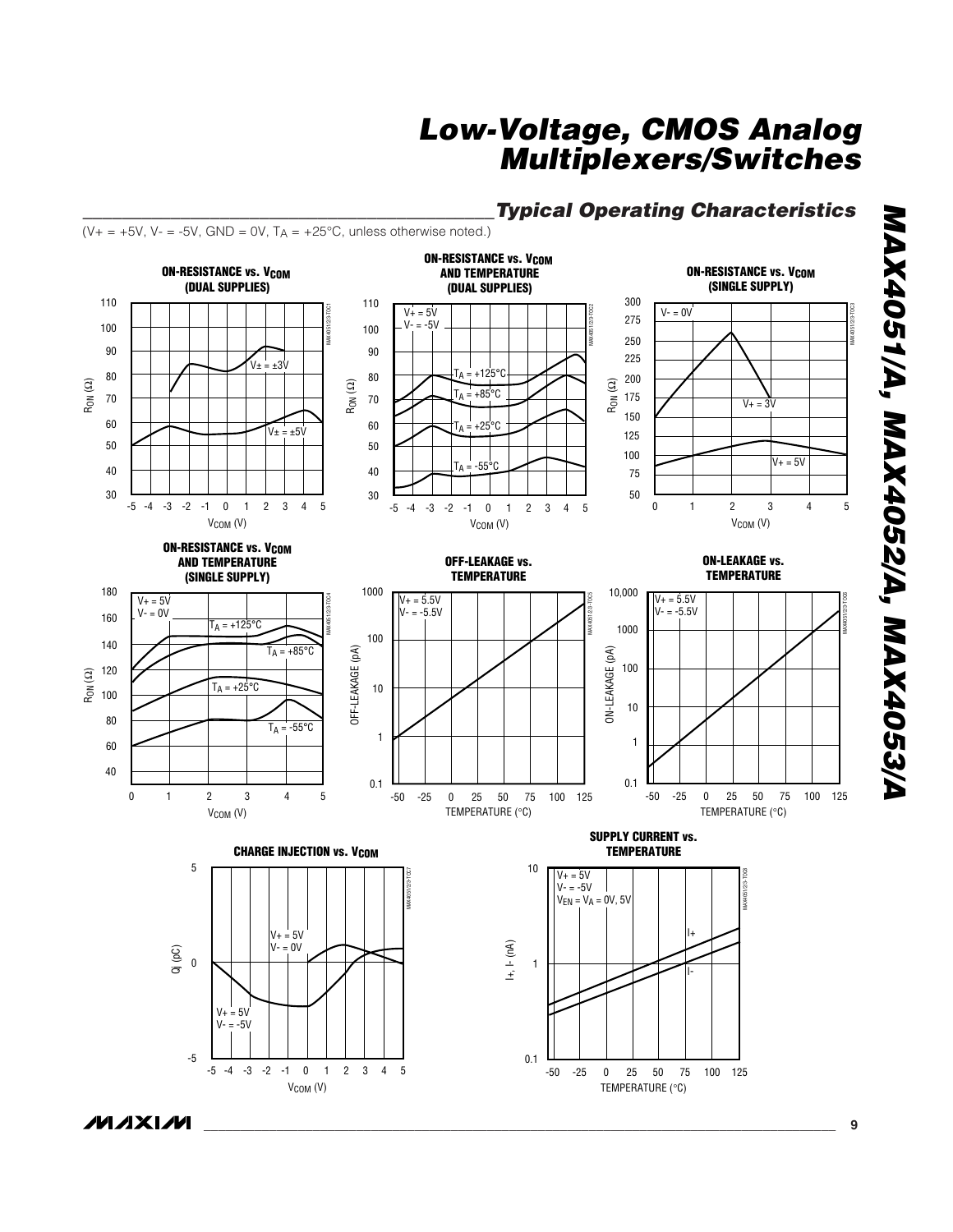## Typical Operating Characteristics

($V+ = +5V$, $V- = -5V$, $GND = 0V$, $T_A = +25°C$, unless otherwise noted.)

**ON-RESISTANCE vs. $V_{COM}$ (DUAL SUPPLIES)**

**ON-RESISTANCE vs. $V_{COM}$ AND TEMPERATURE (DUAL SUPPLIES)**

**ON-RESISTANCE vs. $V_{COM}$ (SINGLE SUPPLY)**

**ON-RESISTANCE vs. $V_{COM}$ AND TEMPERATURE (SINGLE SUPPLY)**

**OFF-LEAKAGE vs. TEMPERATURE**

**ON-LEAKAGE vs. TEMPERATURE**

**CHARGE INJECTION vs. $V_{COM}$**

**SUPPLY CURRENT vs. TEMPERATURE**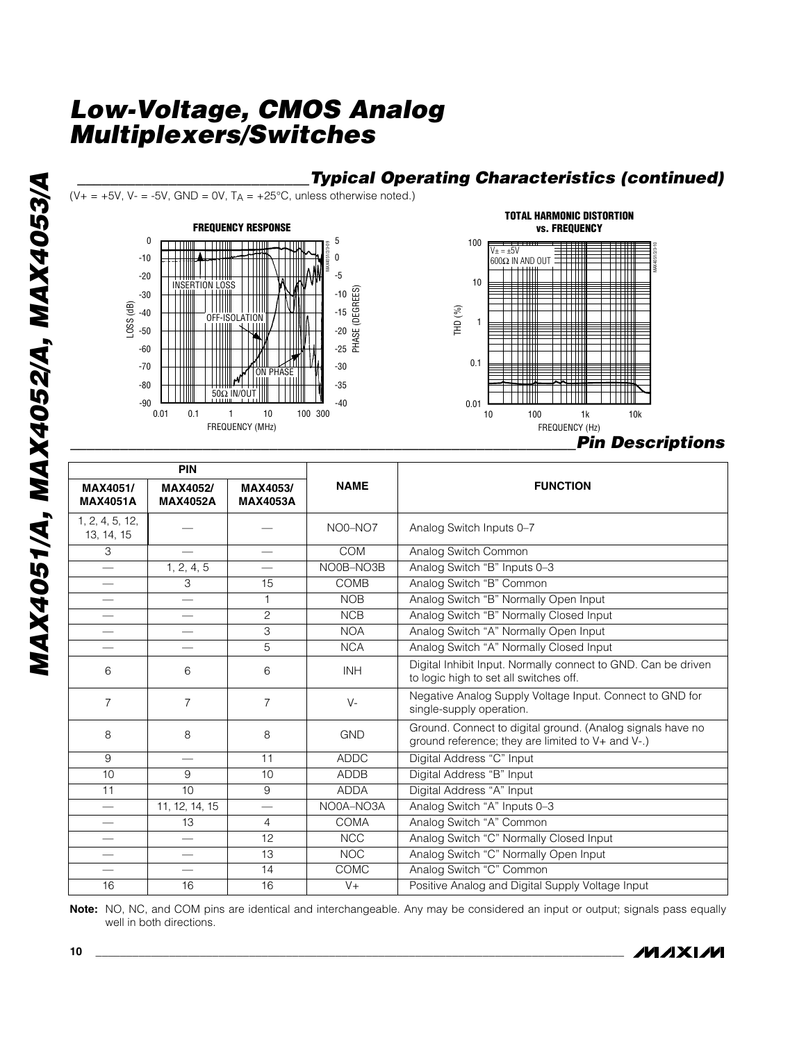# Low-Voltage, CMOS Analog Multiplexers/Switches

## Typical Operating Characteristics (continued)

($V+ = +5V$, $V- = -5V$, $GND = 0V$, $T_A = +25°C$, unless otherwise noted.)

**FREQUENCY RESPONSE**

**TOTAL HARMONIC DISTORTION vs. FREQUENCY**

## Pin Descriptions

| PIN | | | NAME | FUNCTION |
|---|---|---|---|---|
| MAX4051/ MAX4051A | MAX4052/ MAX4052A | MAX4053/ MAX4053A | | |
| 1, 2, 4, 5, 12, 13, 14, 15 | — | — | NO0–NO7 | Analog Switch Inputs 0–7 |
| 3 | — | — | COM | Analog Switch Common |
| — | 1, 2, 4, 5 | — | NO0B–NO3B | Analog Switch "B" Inputs 0–3 |
| — | 3 | 15 | COMB | Analog Switch "B" Common |
| — | — | 1 | NOB | Analog Switch "B" Normally Open Input |
| — | — | 2 | NCB | Analog Switch "B" Normally Closed Input |
| — | — | 3 | NOA | Analog Switch "A" Normally Open Input |
| — | — | 5 | NCA | Analog Switch "A" Normally Closed Input |
| 6 | 6 | 6 | INH | Digital Inhibit Input. Normally connect to GND. Can be driven to logic high to set all switches off. |
| 7 | 7 | 7 | V- | Negative Analog Supply Voltage Input. Connect to GND for single-supply operation. |
| 8 | 8 | 8 | GND | Ground. Connect to digital ground. (Analog signals have no ground reference; they are limited to V+ and V-.) |
| 9 | — | 11 | ADDC | Digital Address "C" Input |
| 10 | 9 | 10 | ADDB | Digital Address "B" Input |
| 11 | 10 | 9 | ADDA | Digital Address "A" Input |
| — | 11, 12, 14, 15 | — | NO0A–NO3A | Analog Switch "A" Inputs 0–3 |
| — | 13 | 4 | COMA | Analog Switch "A" Common |
| — | — | 12 | NCC | Analog Switch "C" Normally Closed Input |
| — | — | 13 | NOC | Analog Switch "C" Normally Open Input |
| — | — | 14 | COMC | Analog Switch "C" Common |
| 16 | 16 | 16 | V+ | Positive Analog and Digital Supply Voltage Input |

**Note:** NO, NC, and COM pins are identical and interchangeable. Any may be considered an input or output; signals pass equally well in both directions.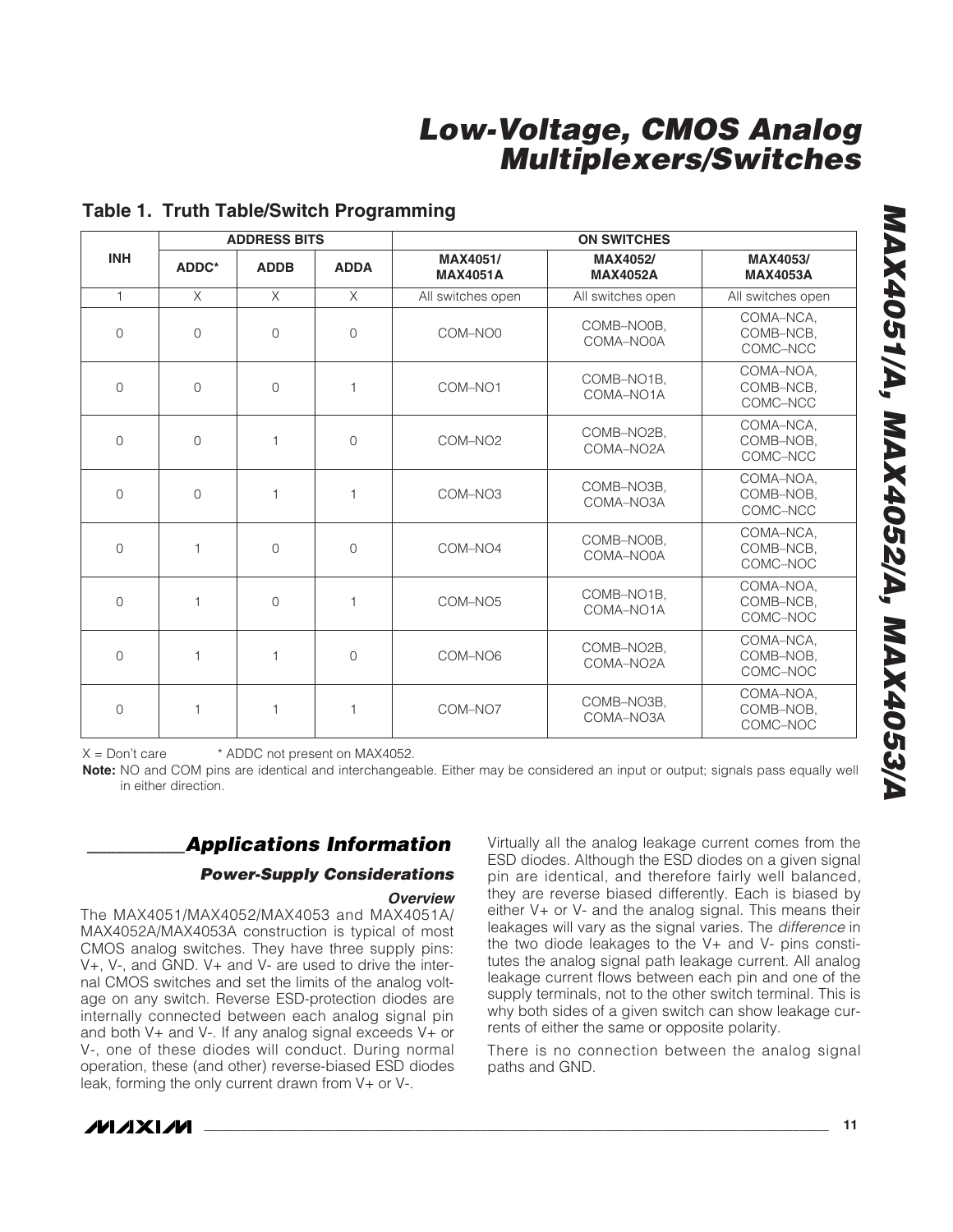## Table 1. Truth Table/Switch Programming

| INH | ADDRESS BITS | | | ON SWITCHES | | |
|---|---|---|---|---|---|---|
| | ADDC* | ADDB | ADDA | MAX4051/ MAX4051A | MAX4052/ MAX4052A | MAX4053/ MAX4053A |
| 1 | X | X | X | All switches open | All switches open | All switches open |
| 0 | 0 | 0 | 0 | COM–NO0 | COMB–NO0B, COMA–NO0A | COMA–NCA, COMB–NCB, COMC–NCC |
| 0 | 0 | 0 | 1 | COM–NO1 | COMB–NO1B, COMA–NO1A | COMA–NOA, COMB–NCB, COMC–NCC |
| 0 | 0 | 1 | 0 | COM–NO2 | COMB–NO2B, COMA–NO2A | COMA–NCA, COMB–NOB, COMC–NCC |
| 0 | 0 | 1 | 1 | COM–NO3 | COMB–NO3B, COMA–NO3A | COMA–NOA, COMB–NOB, COMC–NCC |
| 0 | 1 | 0 | 0 | COM–NO4 | COMB–NO0B, COMA–NO0A | COMA–NCA, COMB–NCB, COMC–NOC |
| 0 | 1 | 0 | 1 | COM–NO5 | COMB–NO1B, COMA–NO1A | COMA–NOA, COMB–NCB, COMC–NOC |
| 0 | 1 | 1 | 0 | COM–NO6 | COMB–NO2B, COMA–NO2A | COMA–NCA, COMB–NOB, COMC–NOC |
| 0 | 1 | 1 | 1 | COM–NO7 | COMB–NO3B, COMA–NO3A | COMA–NOA, COMB–NOB, COMC–NOC |

X = Don't care * ADDC not present on MAX4052.

**Note:** NO and COM pins are identical and interchangeable. Either may be considered an input or output; signals pass equally well in either direction.

## Applications Information

### Power-Supply Considerations

#### Overview

The MAX4051/MAX4052/MAX4053 and MAX4051A/MAX4052A/MAX4053A construction is typical of most CMOS analog switches. They have three supply pins: V+, V-, and GND. V+ and V- are used to drive the internal CMOS switches and set the limits of the analog voltage on any switch. Reverse ESD-protection diodes are internally connected between each analog signal pin and both V+ and V-. If any analog signal exceeds V+ or V-, one of these diodes will conduct. During normal operation, these (and other) reverse-biased ESD diodes leak, forming the only current drawn from V+ or V-.

Virtually all the analog leakage current comes from the ESD diodes. Although the ESD diodes on a given signal pin are identical, and therefore fairly well balanced, they are reverse biased differently. Each is biased by either V+ or V- and the analog signal. This means their leakages will vary as the signal varies. The *difference* in the two diode leakages to the V+ and V- pins constitutes the analog signal path leakage current. All analog leakage current flows between each pin and one of the supply terminals, not to the other switch terminal. This is why both sides of a given switch can show leakage currents of either the same or opposite polarity.

There is no connection between the analog signal paths and GND.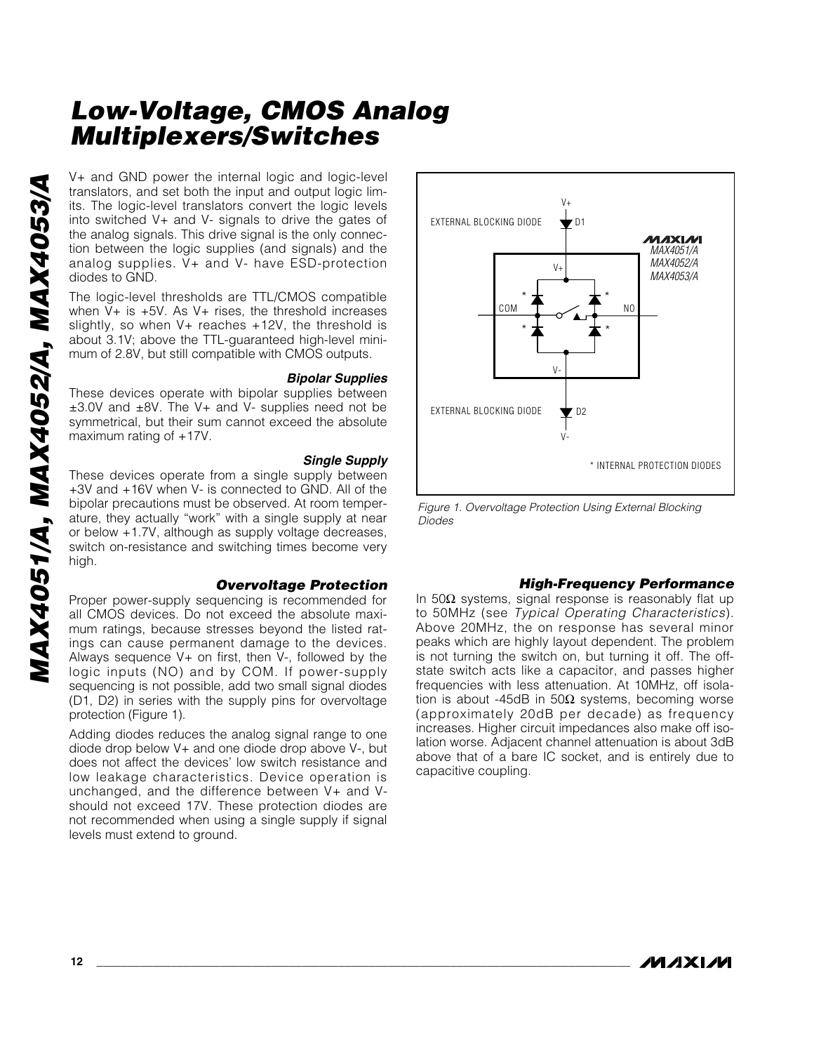V+ and GND power the internal logic and logic-level translators, and set both the input and output logic limits. The logic-level translators convert the logic levels into switched V+ and V- signals to drive the gates of the analog signals. This drive signal is the only connection between the logic supplies (and signals) and the analog supplies. V+ and V- have ESD-protection diodes to GND.

The logic-level thresholds are TTL/CMOS compatible when V+ is +5V. As V+ rises, the threshold increases slightly, so when V+ reaches +12V, the threshold is about 3.1V; above the TTL-guaranteed high-level minimum of 2.8V, but still compatible with CMOS outputs.

#### *Bipolar Supplies*

These devices operate with bipolar supplies between ±3.0V and ±8V. The V+ and V- supplies need not be symmetrical, but their sum cannot exceed the absolute maximum rating of +17V.

#### *Single Supply*

These devices operate from a single supply between +3V and +16V when V- is connected to GND. All of the bipolar precautions must be observed. At room temperature, they actually "work" with a single supply at near or below +1.7V, although as supply voltage decreases, switch on-resistance and switching times become very high.

### *Overvoltage Protection*

Proper power-supply sequencing is recommended for all CMOS devices. Do not exceed the absolute maximum ratings, because stresses beyond the listed ratings can cause permanent damage to the devices. Always sequence V+ on first, then V-, followed by the logic inputs (NO) and by COM. If power-supply sequencing is not possible, add two small signal diodes (D1, D2) in series with the supply pins for overvoltage protection (Figure 1).

Adding diodes reduces the analog signal range to one diode drop below V+ and one diode drop above V-, but does not affect the devices' low switch resistance and low leakage characteristics. Device operation is unchanged, and the difference between V+ and V- should not exceed 17V. These protection diodes are not recommended when using a single supply if signal levels must extend to ground.

*Figure 1. Overvoltage Protection Using External Blocking Diodes*

### *High-Frequency Performance*

In 50Ω systems, signal response is reasonably flat up to 50MHz (see *Typical Operating Characteristics*). Above 20MHz, the on response has several minor peaks which are highly layout dependent. The problem is not turning the switch on, but turning it off. The off-state switch acts like a capacitor, and passes higher frequencies with less attenuation. At 10MHz, off isolation is about -45dB in 50Ω systems, becoming worse (approximately 20dB per decade) as frequency increases. Higher circuit impedances also make off isolation worse. Adjacent channel attenuation is about 3dB above that of a bare IC socket, and is entirely due to capacitive coupling.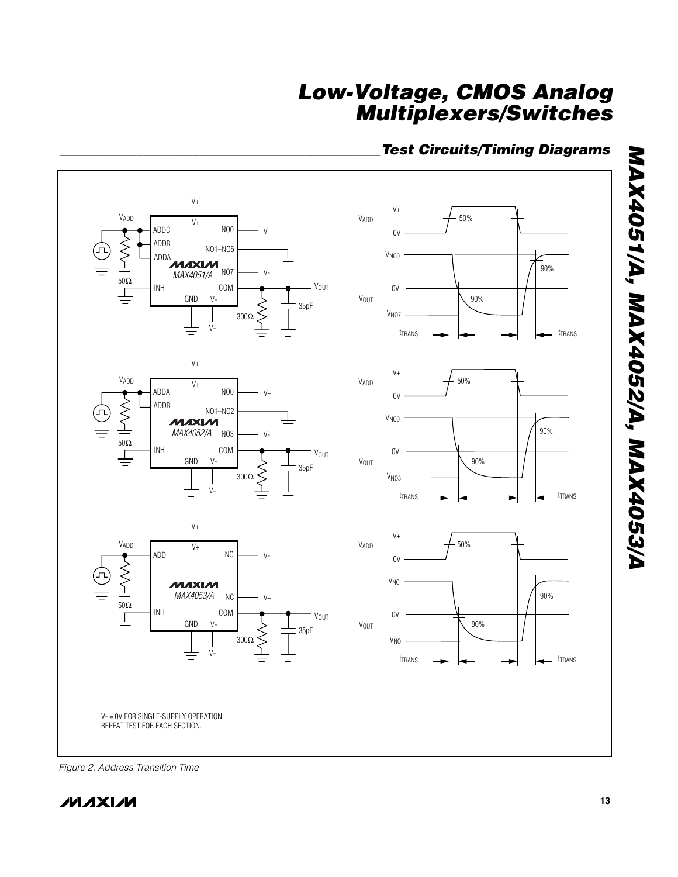## Test Circuits/Timing Diagrams

V- = 0V FOR SINGLE-SUPPLY OPERATION.
REPEAT TEST FOR EACH SECTION.

*Figure 2. Address Transition Time*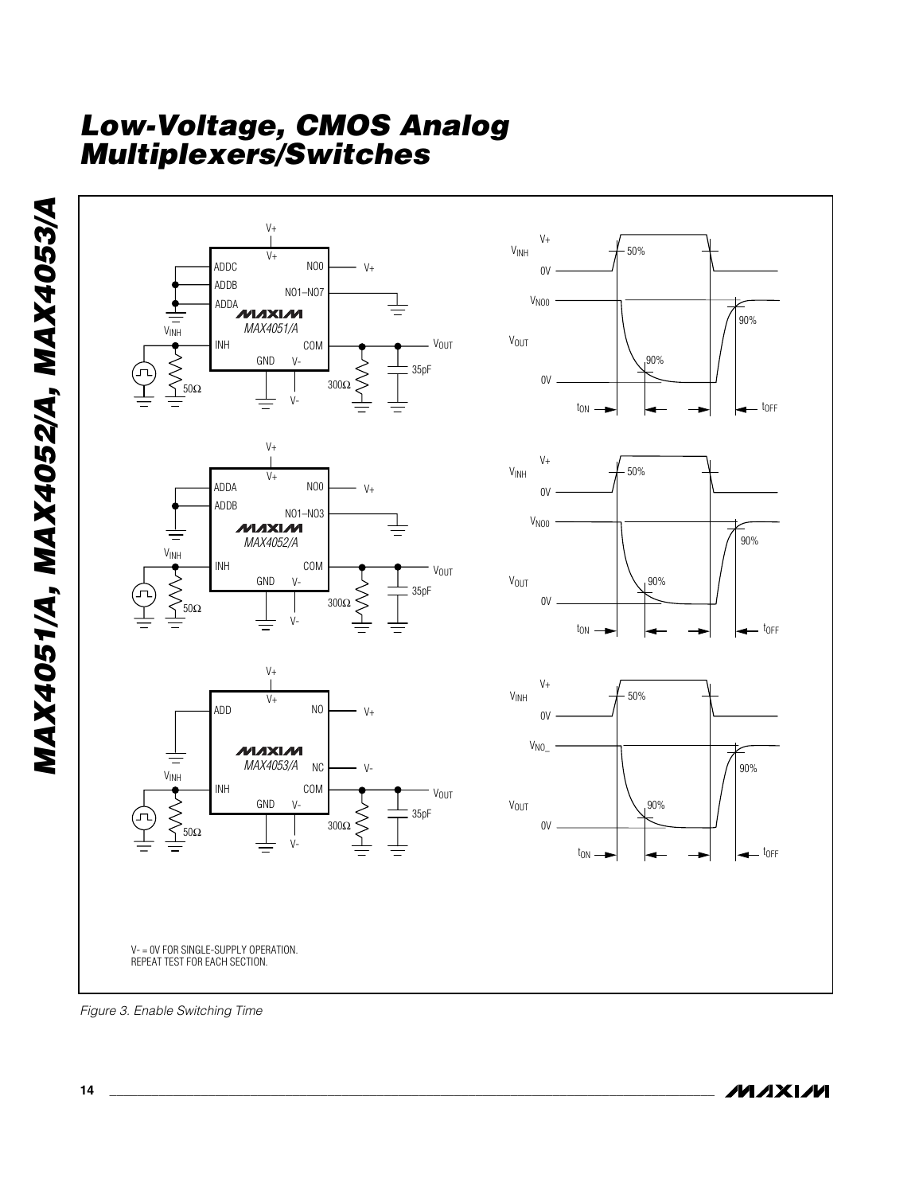V- = 0V FOR SINGLE-SUPPLY OPERATION.
REPEAT TEST FOR EACH SECTION.

*Figure 3. Enable Switching Time*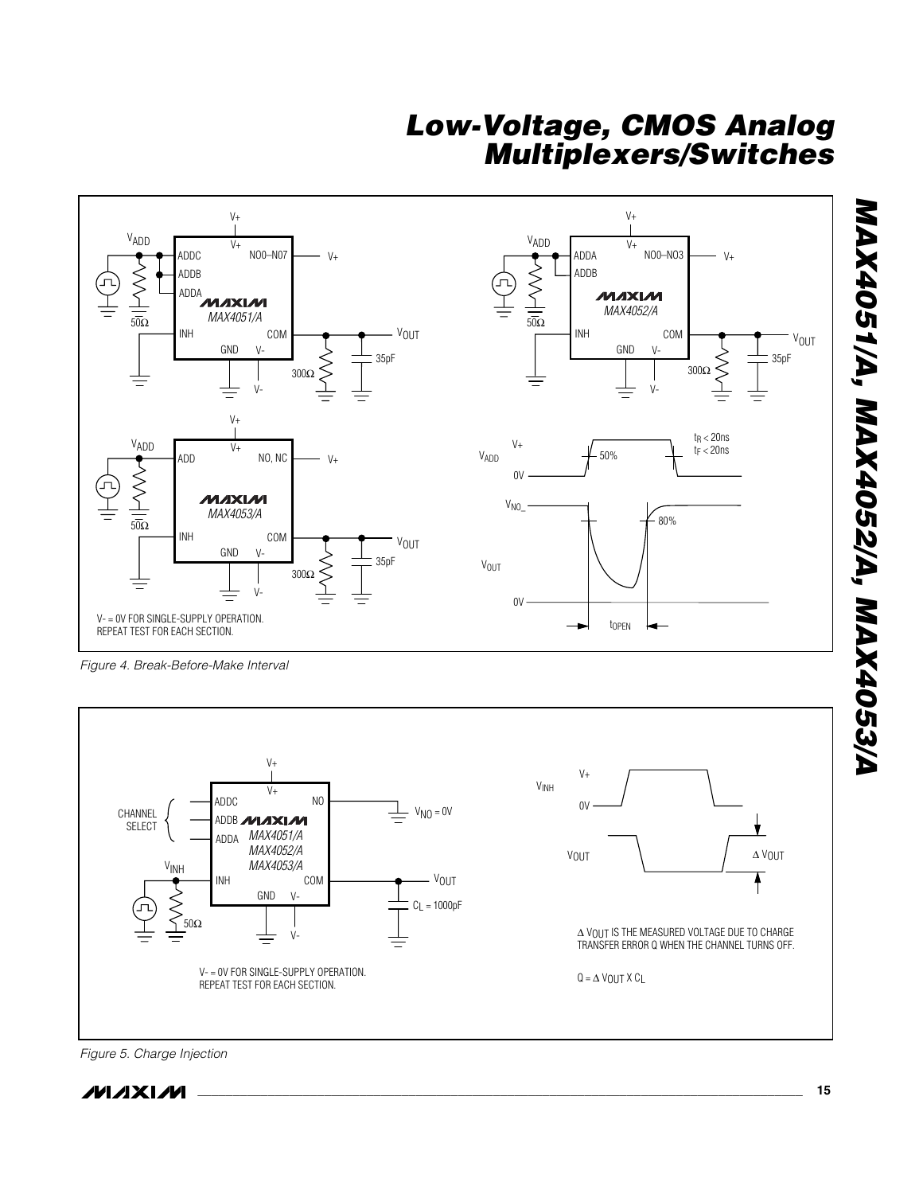V- = 0V FOR SINGLE-SUPPLY OPERATION.
REPEAT TEST FOR EACH SECTION.

*Figure 4. Break-Before-Make Interval*

$\Delta V_{OUT}$ IS THE MEASURED VOLTAGE DUE TO CHARGE TRANSFER ERROR Q WHEN THE CHANNEL TURNS OFF.

$Q = \Delta V_{OUT} \times C_L$

V- = 0V FOR SINGLE-SUPPLY OPERATION.
REPEAT TEST FOR EACH SECTION.

*Figure 5. Charge Injection*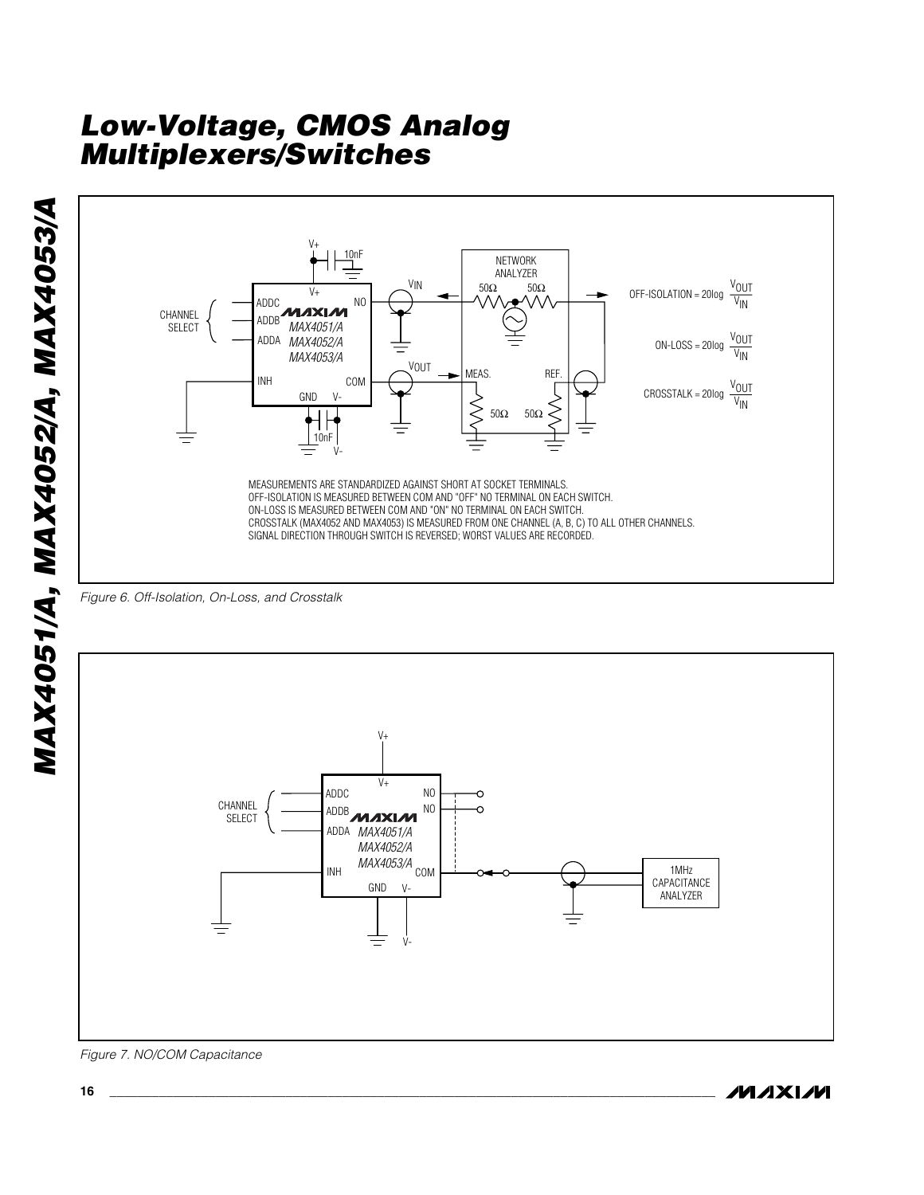MEASUREMENTS ARE STANDARDIZED AGAINST SHORT AT SOCKET TERMINALS.
OFF-ISOLATION IS MEASURED BETWEEN COM AND "OFF" NO TERMINAL ON EACH SWITCH.
ON-LOSS IS MEASURED BETWEEN COM AND "ON" NO TERMINAL ON EACH SWITCH.
CROSSTALK (MAX4052 AND MAX4053) IS MEASURED FROM ONE CHANNEL (A, B, C) TO ALL OTHER CHANNELS.
SIGNAL DIRECTION THROUGH SWITCH IS REVERSED; WORST VALUES ARE RECORDED.

$$\text{OFF-ISOLATION} = 20\log\frac{V_{OUT}}{V_{IN}}$$

$$\text{ON-LOSS} = 20\log\frac{V_{OUT}}{V_{IN}}$$

$$\text{CROSSTALK} = 20\log\frac{V_{OUT}}{V_{IN}}$$

*Figure 6. Off-Isolation, On-Loss, and Crosstalk*

*Figure 7. NO/COM Capacitance*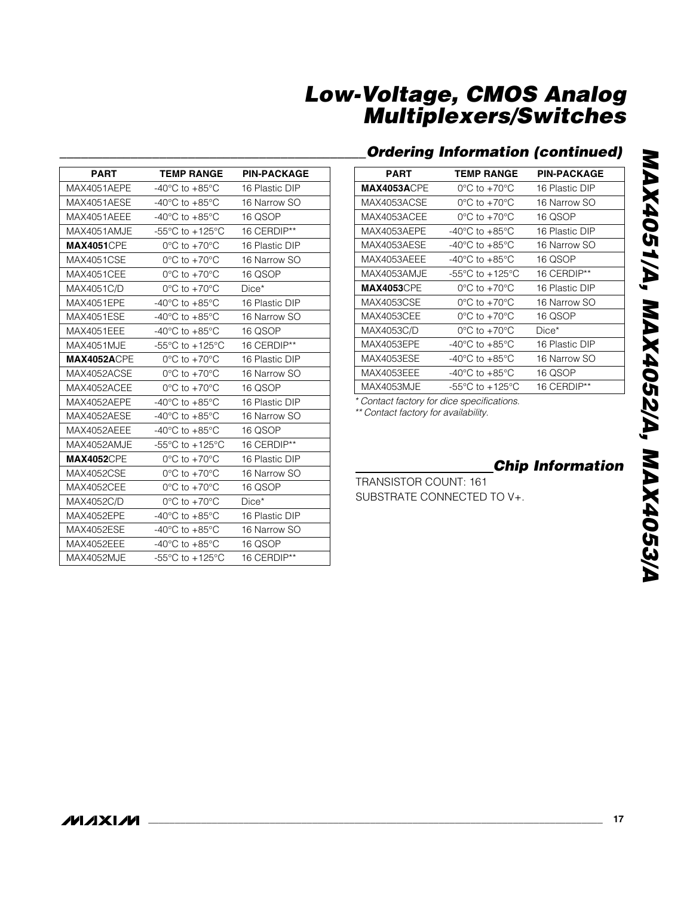## Ordering Information (continued)

| PART | TEMP RANGE | PIN-PACKAGE |
|---|---|---|
| MAX4051AEPE | -40°C to +85°C | 16 Plastic DIP |
| MAX4051AESE | -40°C to +85°C | 16 Narrow SO |
| MAX4051AEEE | -40°C to +85°C | 16 QSOP |
| MAX4051AMJE | -55°C to +125°C | 16 CERDIP** |
| **MAX4051**CPE | 0°C to +70°C | 16 Plastic DIP |
| MAX4051CSE | 0°C to +70°C | 16 Narrow SO |
| MAX4051CEE | 0°C to +70°C | 16 QSOP |
| MAX4051C/D | 0°C to +70°C | Dice* |
| MAX4051EPE | -40°C to +85°C | 16 Plastic DIP |
| MAX4051ESE | -40°C to +85°C | 16 Narrow SO |
| MAX4051EEE | -40°C to +85°C | 16 QSOP |
| MAX4051MJE | -55°C to +125°C | 16 CERDIP** |
| **MAX4052A**CPE | 0°C to +70°C | 16 Plastic DIP |
| MAX4052ACSE | 0°C to +70°C | 16 Narrow SO |
| MAX4052ACEE | 0°C to +70°C | 16 QSOP |
| MAX4052AEPE | -40°C to +85°C | 16 Plastic DIP |
| MAX4052AESE | -40°C to +85°C | 16 Narrow SO |
| MAX4052AEEE | -40°C to +85°C | 16 QSOP |
| MAX4052AMJE | -55°C to +125°C | 16 CERDIP** |
| **MAX4052**CPE | 0°C to +70°C | 16 Plastic DIP |
| MAX4052CSE | 0°C to +70°C | 16 Narrow SO |
| MAX4052CEE | 0°C to +70°C | 16 QSOP |
| MAX4052C/D | 0°C to +70°C | Dice* |
| MAX4052EPE | -40°C to +85°C | 16 Plastic DIP |
| MAX4052ESE | -40°C to +85°C | 16 Narrow SO |
| MAX4052EEE | -40°C to +85°C | 16 QSOP |
| MAX4052MJE | -55°C to +125°C | 16 CERDIP** |

| PART | TEMP RANGE | PIN-PACKAGE |
|---|---|---|
| **MAX4053A**CPE | 0°C to +70°C | 16 Plastic DIP |
| MAX4053ACSE | 0°C to +70°C | 16 Narrow SO |
| MAX4053ACEE | 0°C to +70°C | 16 QSOP |
| MAX4053AEPE | -40°C to +85°C | 16 Plastic DIP |
| MAX4053AESE | -40°C to +85°C | 16 Narrow SO |
| MAX4053AEEE | -40°C to +85°C | 16 QSOP |
| MAX4053AMJE | -55°C to +125°C | 16 CERDIP** |
| **MAX4053**CPE | 0°C to +70°C | 16 Plastic DIP |
| MAX4053CSE | 0°C to +70°C | 16 Narrow SO |
| MAX4053CEE | 0°C to +70°C | 16 QSOP |
| MAX4053C/D | 0°C to +70°C | Dice* |
| MAX4053EPE | -40°C to +85°C | 16 Plastic DIP |
| MAX4053ESE | -40°C to +85°C | 16 Narrow SO |
| MAX4053EEE | -40°C to +85°C | 16 QSOP |
| MAX4053MJE | -55°C to +125°C | 16 CERDIP** |

*\* Contact factory for dice specifications.*
*\*\* Contact factory for availability.*

## Chip Information

TRANSISTOR COUNT: 161

SUBSTRATE CONNECTED TO V+.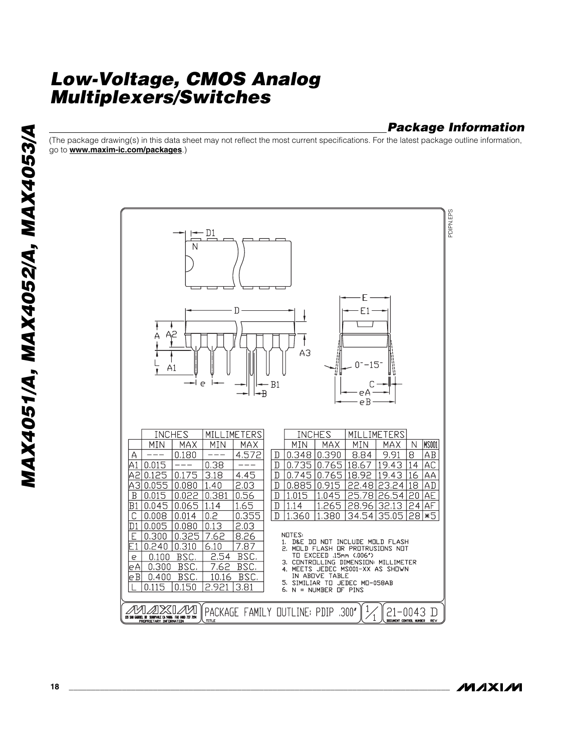## Package Information

(The package drawing(s) in this data sheet may not reflect the most current specifications. For the latest package outline information, go to **www.maxim-ic.com/packages**.)

| | INCHES | | MILLIMETERS | |
|---|---|---|---|---|
| | MIN | MAX | MIN | MAX |
| A | --- | 0.180 | --- | 4.572 |
| A1 | 0.015 | --- | 0.38 | --- |
| A2 | 0.125 | 0.175 | 3.18 | 4.45 |
| A3 | 0.055 | 0.080 | 1.40 | 2.03 |
| B | 0.015 | 0.022 | 0.381 | 0.56 |
| B1 | 0.045 | 0.065 | 1.14 | 1.65 |
| C | 0.008 | 0.014 | 0.2 | 0.355 |
| D1 | 0.005 | 0.080 | 0.13 | 2.03 |
| E | 0.300 | 0.325 | 7.62 | 8.26 |
| E1 | 0.240 | 0.310 | 6.10 | 7.87 |
| e | 0.100 BSC. | | 2.54 BSC. | |
| eA | 0.300 BSC. | | 7.62 BSC. | |
| eB | 0.400 BSC. | | 10.16 BSC. | |
| L | 0.115 | 0.150 | 2.921 | 3.81 |

| | INCHES | | MILLIMETERS | | | |
|---|---|---|---|---|---|---|
| | MIN | MAX | MIN | MAX | N | MS001 |
| D | 0.348 | 0.390 | 8.84 | 9.91 | 8 | AB |
| D | 0.735 | 0.765 | 18.67 | 19.43 | 14 | AC |
| D | 0.745 | 0.765 | 18.92 | 19.43 | 16 | AA |
| D | 0.885 | 0.915 | 22.48 | 23.24 | 18 | AD |
| D | 1.015 | 1.045 | 25.78 | 26.54 | 20 | AE |
| D | 1.14 | 1.265 | 28.96 | 32.13 | 24 | AF |
| D | 1.360 | 1.380 | 34.54 | 35.05 | 28 | *5 |

NOTES:
1. D&E DO NOT INCLUDE MOLD FLASH
2. MOLD FLASH OR PROTRUSIONS NOT TO EXCEED .15mm (.006")
3. CONTROLLING DIMENSION: MILLIMETER
4. MEETS JEDEC MS001-XX AS SHOWN IN ABOVE TABLE
5. SIMILIAR TO JEDEC MO-058AB
6. N = NUMBER OF PINS

MAXIM — PROPRIETARY INFORMATION

TITLE: PACKAGE FAMILY OUTLINE: PDIP .300" — 1/1 — DOCUMENT CONTROL NUMBER: 21-0043 — REV: D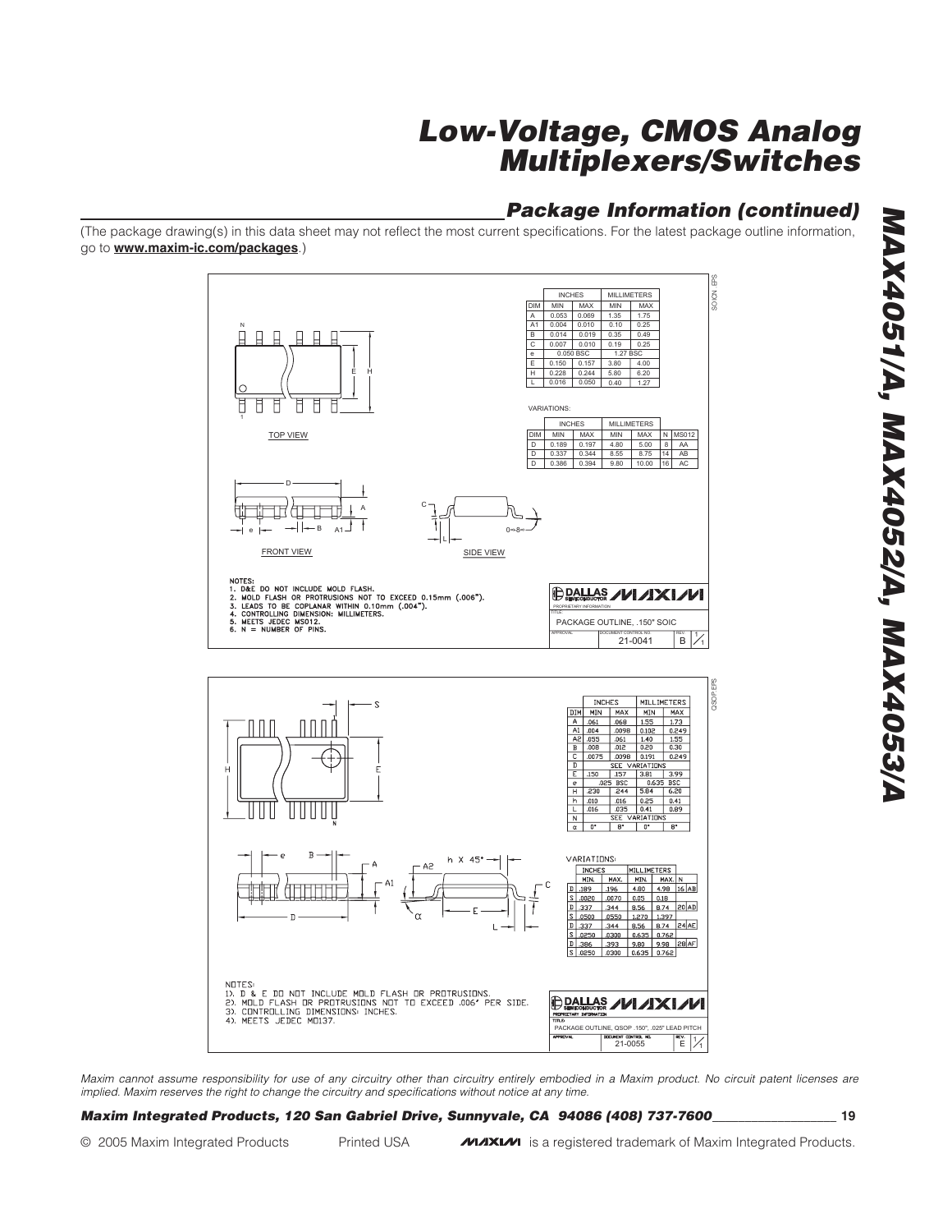## Package Information (continued)

(The package drawing(s) in this data sheet may not reflect the most current specifications. For the latest package outline information, go to **www.maxim-ic.com/packages**.)

| DIM | INCHES MIN | INCHES MAX | MILLIMETERS MIN | MILLIMETERS MAX |
|---|---|---|---|---|
| A | 0.053 | 0.069 | 1.35 | 1.75 |
| A1 | 0.004 | 0.010 | 0.10 | 0.25 |
| B | 0.014 | 0.019 | 0.35 | 0.49 |
| C | 0.007 | 0.010 | 0.19 | 0.25 |
| e | 0.050 BSC | | 1.27 BSC | |
| E | 0.150 | 0.157 | 3.80 | 4.00 |
| H | 0.228 | 0.244 | 5.80 | 6.20 |
| L | 0.016 | 0.050 | 0.40 | 1.27 |

VARIATIONS:

| DIM | INCHES MIN | INCHES MAX | MILLIMETERS MIN | MILLIMETERS MAX | N | MS012 |
|---|---|---|---|---|---|---|
| D | 0.189 | 0.197 | 4.80 | 5.00 | 8 | AA |
| D | 0.337 | 0.344 | 8.55 | 8.75 | 14 | AB |
| D | 0.386 | 0.394 | 9.80 | 10.00 | 16 | AC |

TOP VIEW

FRONT VIEW

SIDE VIEW

NOTES:
1. D&E DO NOT INCLUDE MOLD FLASH.
2. MOLD FLASH OR PROTRUSIONS NOT TO EXCEED 0.15mm (.006").
3. LEADS TO BE COPLANAR WITHIN 0.10mm (.004").
4. CONTROLLING DIMENSION: MILLIMETERS.
5. MEETS JEDEC MS012.
6. N = NUMBER OF PINS.

DALLAS SEMICONDUCTOR MAXIM
PROPRIETARY INFORMATION
TITLE: PACKAGE OUTLINE, .150" SOIC
APPROVAL | DOCUMENT CONTROL NO. 21-0041 | REV. B | 1/1

| DIM | INCHES MIN | INCHES MAX | MILLIMETERS MIN | MILLIMETERS MAX |
|---|---|---|---|---|
| A | .061 | .068 | 1.55 | 1.73 |
| A1 | .004 | .0098 | 0.102 | 0.249 |
| A2 | .055 | .061 | 1.40 | 1.55 |
| B | .008 | .012 | 0.20 | 0.30 |
| C | .0075 | .0098 | 0.191 | 0.249 |
| D | SEE VARIATIONS | | | |
| E | .150 | .157 | 3.81 | 3.99 |
| e | .025 BSC | | 0.635 BSC | |
| H | .230 | .244 | 5.84 | 6.20 |
| h | .010 | .016 | 0.25 | 0.41 |
| L | .016 | .035 | 0.41 | 0.89 |
| N | SEE VARIATIONS | | | |
| α | 0° | 8° | 0° | 8° |

VARIATIONS:

| | INCHES MIN. | INCHES MAX. | MILLIMETERS MIN. | MILLIMETERS MAX. | N | |
|---|---|---|---|---|---|---|
| D | .189 | .196 | 4.80 | 4.98 | 16 | AB |
| S | .0020 | .0070 | 0.05 | 0.18 | | |
| D | .337 | .344 | 8.56 | 8.74 | 20 | AD |
| S | .0500 | .0550 | 1.270 | 1.397 | | |
| D | .337 | .344 | 8.56 | 8.74 | 24 | AE |
| S | .0250 | .0300 | 0.635 | 0.762 | | |
| D | .386 | .393 | 9.80 | 9.98 | 28 | AF |
| S | .0250 | .0300 | 0.635 | 0.762 | | |

NOTES:
1). D & E DO NOT INCLUDE MOLD FLASH OR PROTRUSIONS.
2). MOLD FLASH OR PROTRUSIONS NOT TO EXCEED .006" PER SIDE.
3). CONTROLLING DIMENSIONS: INCHES.
4). MEETS JEDEC MO137.

DALLAS SEMICONDUCTOR MAXIM
PROPRIETARY INFORMATION
TITLE: PACKAGE OUTLINE, QSOP .150", .025" LEAD PITCH
APPROVAL | DOCUMENT CONTROL NO. 21-0055 | REV. E | 1/1

*Maxim cannot assume responsibility for use of any circuitry other than circuitry entirely embodied in a Maxim product. No circuit patent licenses are implied. Maxim reserves the right to change the circuitry and specifications without notice at any time.*

***Maxim Integrated Products, 120 San Gabriel Drive, Sunnyvale, CA 94086 (408) 737-7600***

© 2005 Maxim Integrated Products Printed USA MAXIM is a registered trademark of Maxim Integrated Products.